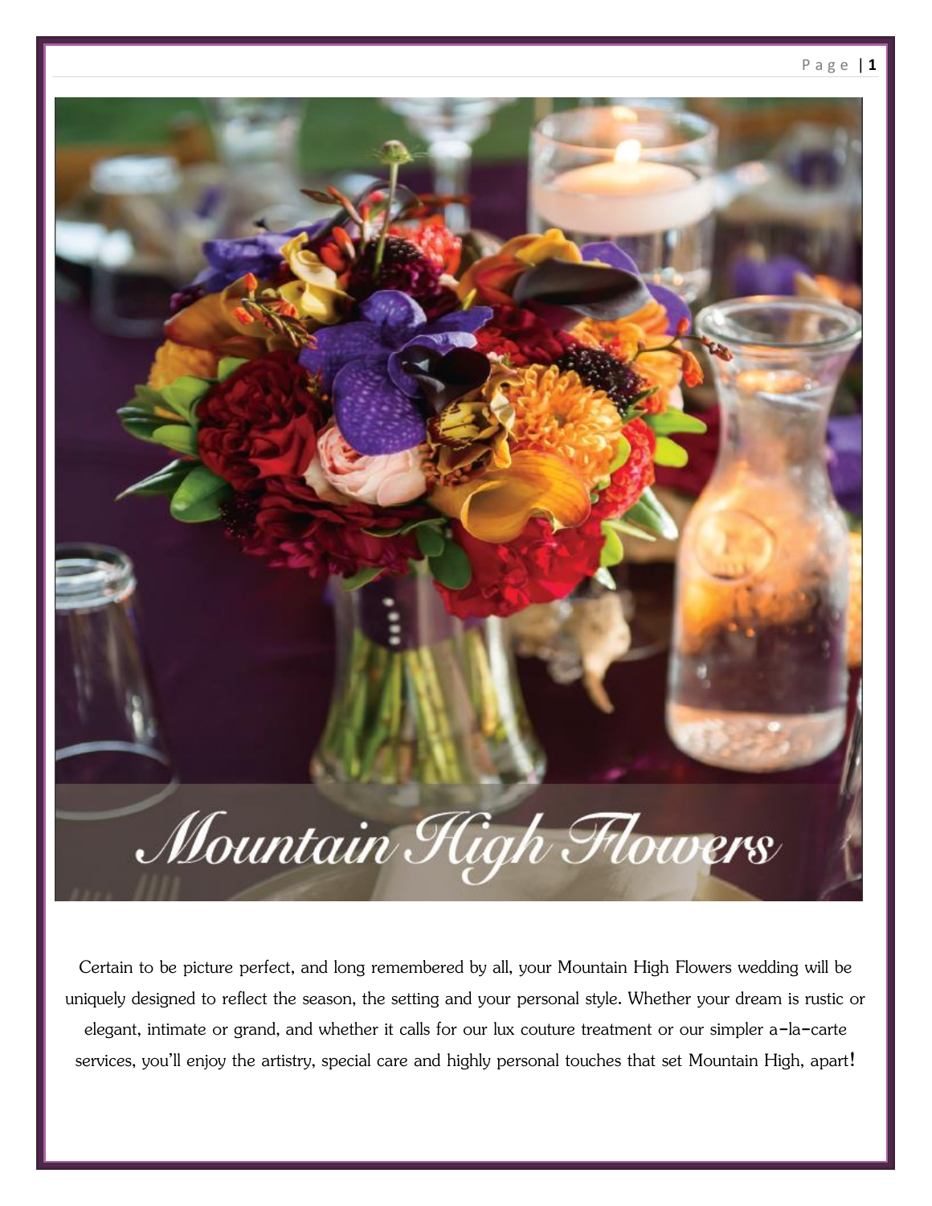# Mountain High Flowers

Certain to be picture perfect, and long remembered by all, your Mountain High Flowers wedding will be uniquely designed to reflect the season, the setting and your personal style. Whether your dream is rustic or elegant, intimate or grand, and whether it calls for our lux couture treatment or our simpler a-la-carte services, you'll enjoy the artistry, special care and highly personal touches that set Mountain High, apart!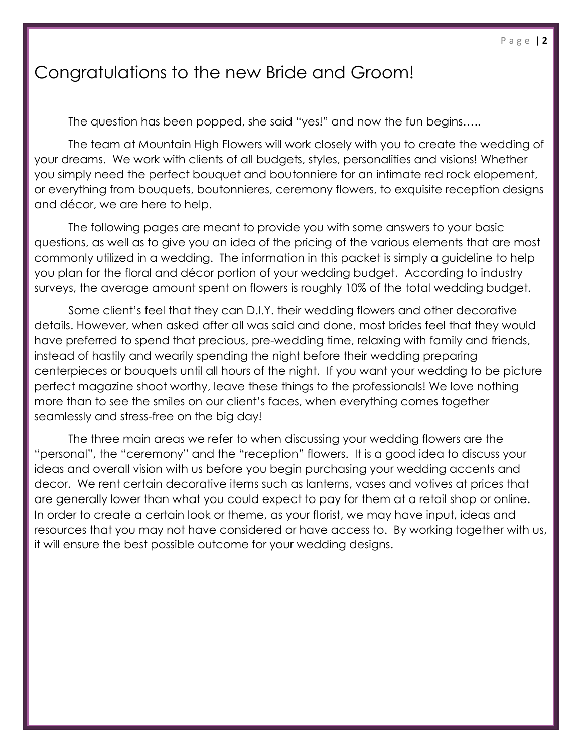# Congratulations to the new Bride and Groom!

The question has been popped, she said "yes!" and now the fun begins…..

The team at Mountain High Flowers will work closely with you to create the wedding of your dreams. We work with clients of all budgets, styles, personalities and visions! Whether you simply need the perfect bouquet and boutonniere for an intimate red rock elopement, or everything from bouquets, boutonnieres, ceremony flowers, to exquisite reception designs and décor, we are here to help.

The following pages are meant to provide you with some answers to your basic questions, as well as to give you an idea of the pricing of the various elements that are most commonly utilized in a wedding. The information in this packet is simply a guideline to help you plan for the floral and décor portion of your wedding budget. According to industry surveys, the average amount spent on flowers is roughly 10% of the total wedding budget.

Some client's feel that they can D.I.Y. their wedding flowers and other decorative details. However, when asked after all was said and done, most brides feel that they would have preferred to spend that precious, pre-wedding time, relaxing with family and friends, instead of hastily and wearily spending the night before their wedding preparing centerpieces or bouquets until all hours of the night. If you want your wedding to be picture perfect magazine shoot worthy, leave these things to the professionals! We love nothing more than to see the smiles on our client's faces, when everything comes together seamlessly and stress-free on the big day!

The three main areas we refer to when discussing your wedding flowers are the "personal", the "ceremony" and the "reception" flowers. It is a good idea to discuss your ideas and overall vision with us before you begin purchasing your wedding accents and decor. We rent certain decorative items such as lanterns, vases and votives at prices that are generally lower than what you could expect to pay for them at a retail shop or online. In order to create a certain look or theme, as your florist, we may have input, ideas and resources that you may not have considered or have access to. By working together with us, it will ensure the best possible outcome for your wedding designs.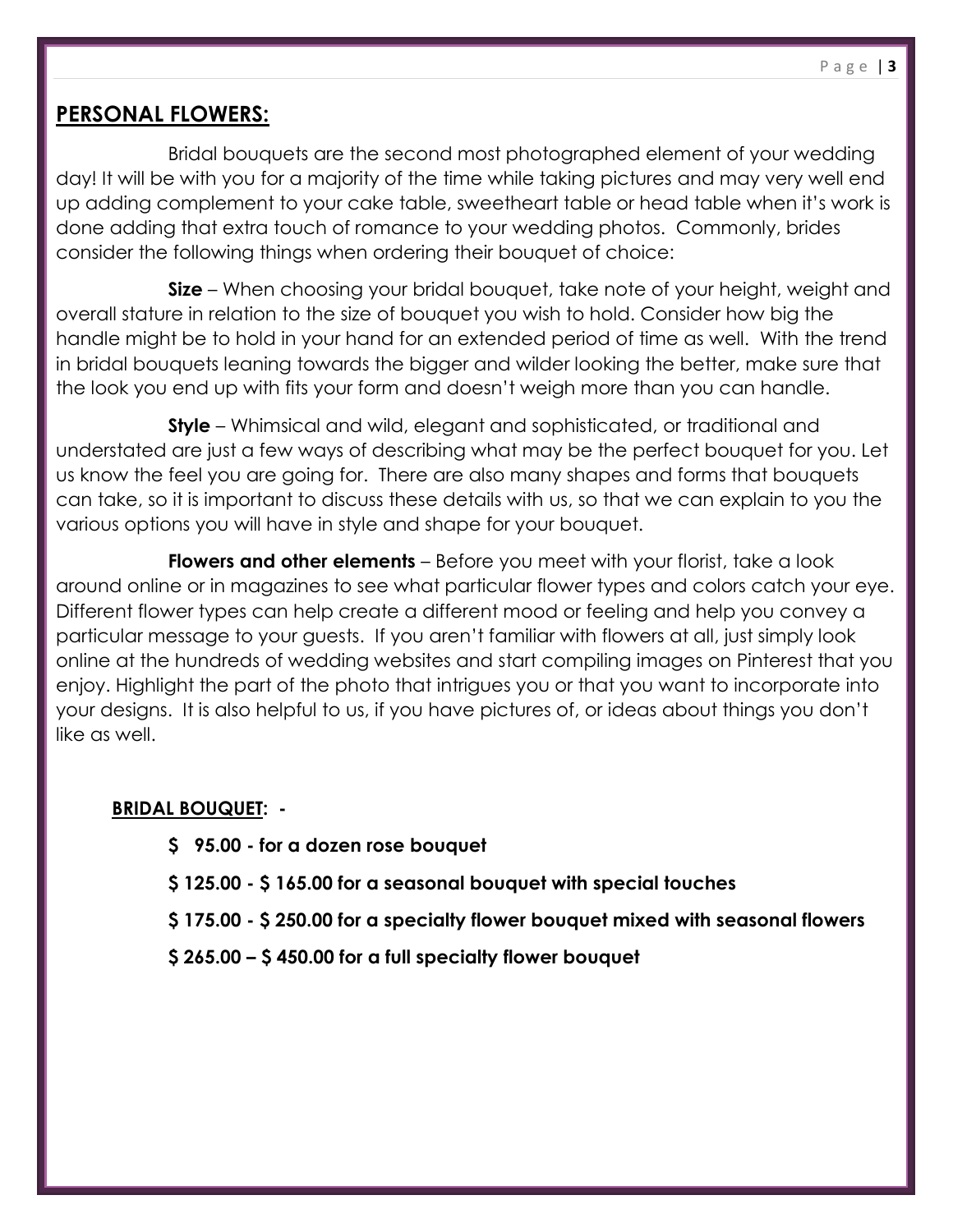## PERSONAL FLOWERS:

Bridal bouquets are the second most photographed element of your wedding day! It will be with you for a majority of the time while taking pictures and may very well end up adding complement to your cake table, sweetheart table or head table when it's work is done adding that extra touch of romance to your wedding photos. Commonly, brides consider the following things when ordering their bouquet of choice:

**Size** – When choosing your bridal bouquet, take note of your height, weight and overall stature in relation to the size of bouquet you wish to hold. Consider how big the handle might be to hold in your hand for an extended period of time as well. With the trend in bridal bouquets leaning towards the bigger and wilder looking the better, make sure that the look you end up with fits your form and doesn't weigh more than you can handle.

**Style** – Whimsical and wild, elegant and sophisticated, or traditional and understated are just a few ways of describing what may be the perfect bouquet for you. Let us know the feel you are going for. There are also many shapes and forms that bouquets can take, so it is important to discuss these details with us, so that we can explain to you the various options you will have in style and shape for your bouquet.

**Flowers and other elements** – Before you meet with your florist, take a look around online or in magazines to see what particular flower types and colors catch your eye. Different flower types can help create a different mood or feeling and help you convey a particular message to your guests. If you aren't familiar with flowers at all, just simply look online at the hundreds of wedding websites and start compiling images on Pinterest that you enjoy. Highlight the part of the photo that intrigues you or that you want to incorporate into your designs. It is also helpful to us, if you have pictures of, or ideas about things you don't like as well.

**BRIDAL BOUQUET: -**

**$ 95.00 - for a dozen rose bouquet**

**$ 125.00 - $ 165.00 for a seasonal bouquet with special touches**

**$ 175.00 - $ 250.00 for a specialty flower bouquet mixed with seasonal flowers**

**$ 265.00 – $ 450.00 for a full specialty flower bouquet**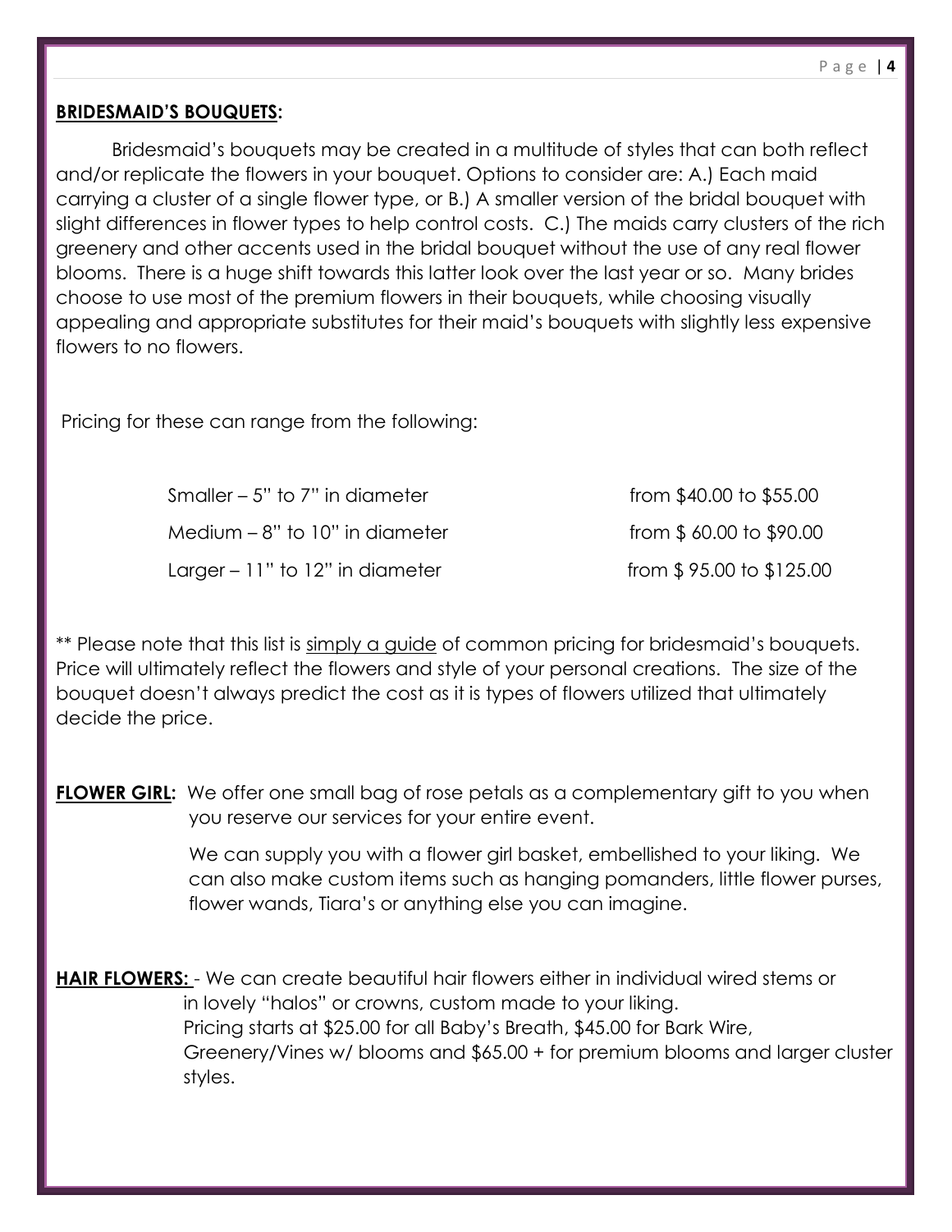## **BRIDESMAID'S BOUQUETS:**

Bridesmaid's bouquets may be created in a multitude of styles that can both reflect and/or replicate the flowers in your bouquet. Options to consider are: A.) Each maid carrying a cluster of a single flower type, or B.) A smaller version of the bridal bouquet with slight differences in flower types to help control costs. C.) The maids carry clusters of the rich greenery and other accents used in the bridal bouquet without the use of any real flower blooms. There is a huge shift towards this latter look over the last year or so. Many brides choose to use most of the premium flowers in their bouquets, while choosing visually appealing and appropriate substitutes for their maid's bouquets with slightly less expensive flowers to no flowers.

Pricing for these can range from the following:

| | |
|---|---|
| Smaller – 5" to 7" in diameter | from $40.00 to $55.00 |
| Medium – 8" to 10" in diameter | from $ 60.00 to $90.00 |
| Larger – 11" to 12" in diameter | from $ 95.00 to $125.00 |

** Please note that this list is simply a guide of common pricing for bridesmaid's bouquets. Price will ultimately reflect the flowers and style of your personal creations. The size of the bouquet doesn't always predict the cost as it is types of flowers utilized that ultimately decide the price.

**FLOWER GIRL:** We offer one small bag of rose petals as a complementary gift to you when you reserve our services for your entire event.

We can supply you with a flower girl basket, embellished to your liking. We can also make custom items such as hanging pomanders, little flower purses, flower wands, Tiara's or anything else you can imagine.

**HAIR FLOWERS:** - We can create beautiful hair flowers either in individual wired stems or in lovely "halos" or crowns, custom made to your liking.
Pricing starts at $25.00 for all Baby's Breath, $45.00 for Bark Wire, Greenery/Vines w/ blooms and $65.00 + for premium blooms and larger cluster styles.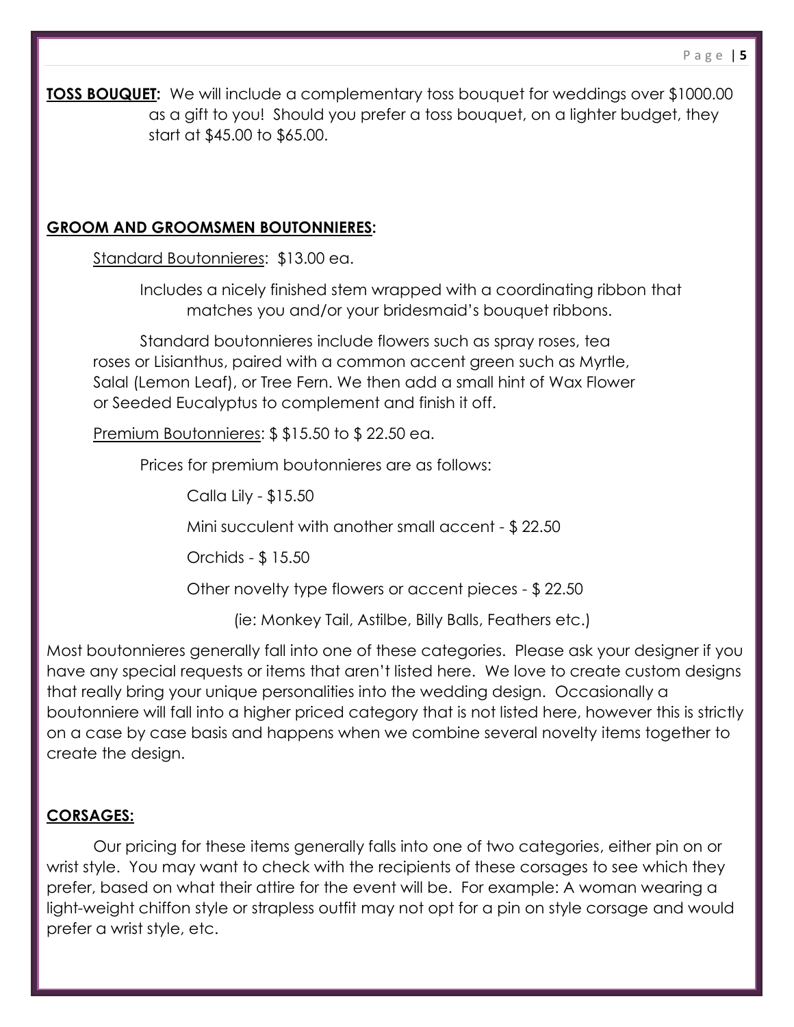**TOSS BOUQUET:** We will include a complementary toss bouquet for weddings over $1000.00 as a gift to you! Should you prefer a toss bouquet, on a lighter budget, they start at $45.00 to $65.00.

**GROOM AND GROOMSMEN BOUTONNIERES:**

Standard Boutonnieres: $13.00 ea.

Includes a nicely finished stem wrapped with a coordinating ribbon that matches you and/or your bridesmaid's bouquet ribbons.

Standard boutonnieres include flowers such as spray roses, tea roses or Lisianthus, paired with a common accent green such as Myrtle, Salal (Lemon Leaf), or Tree Fern. We then add a small hint of Wax Flower or Seeded Eucalyptus to complement and finish it off.

Premium Boutonnieres: $ $15.50 to $ 22.50 ea.

Prices for premium boutonnieres are as follows:

Calla Lily - $15.50

Mini succulent with another small accent - $ 22.50

Orchids - $ 15.50

Other novelty type flowers or accent pieces - $ 22.50

(ie: Monkey Tail, Astilbe, Billy Balls, Feathers etc.)

Most boutonnieres generally fall into one of these categories. Please ask your designer if you have any special requests or items that aren't listed here. We love to create custom designs that really bring your unique personalities into the wedding design. Occasionally a boutonniere will fall into a higher priced category that is not listed here, however this is strictly on a case by case basis and happens when we combine several novelty items together to create the design.

**CORSAGES:**

Our pricing for these items generally falls into one of two categories, either pin on or wrist style. You may want to check with the recipients of these corsages to see which they prefer, based on what their attire for the event will be. For example: A woman wearing a light-weight chiffon style or strapless outfit may not opt for a pin on style corsage and would prefer a wrist style, etc.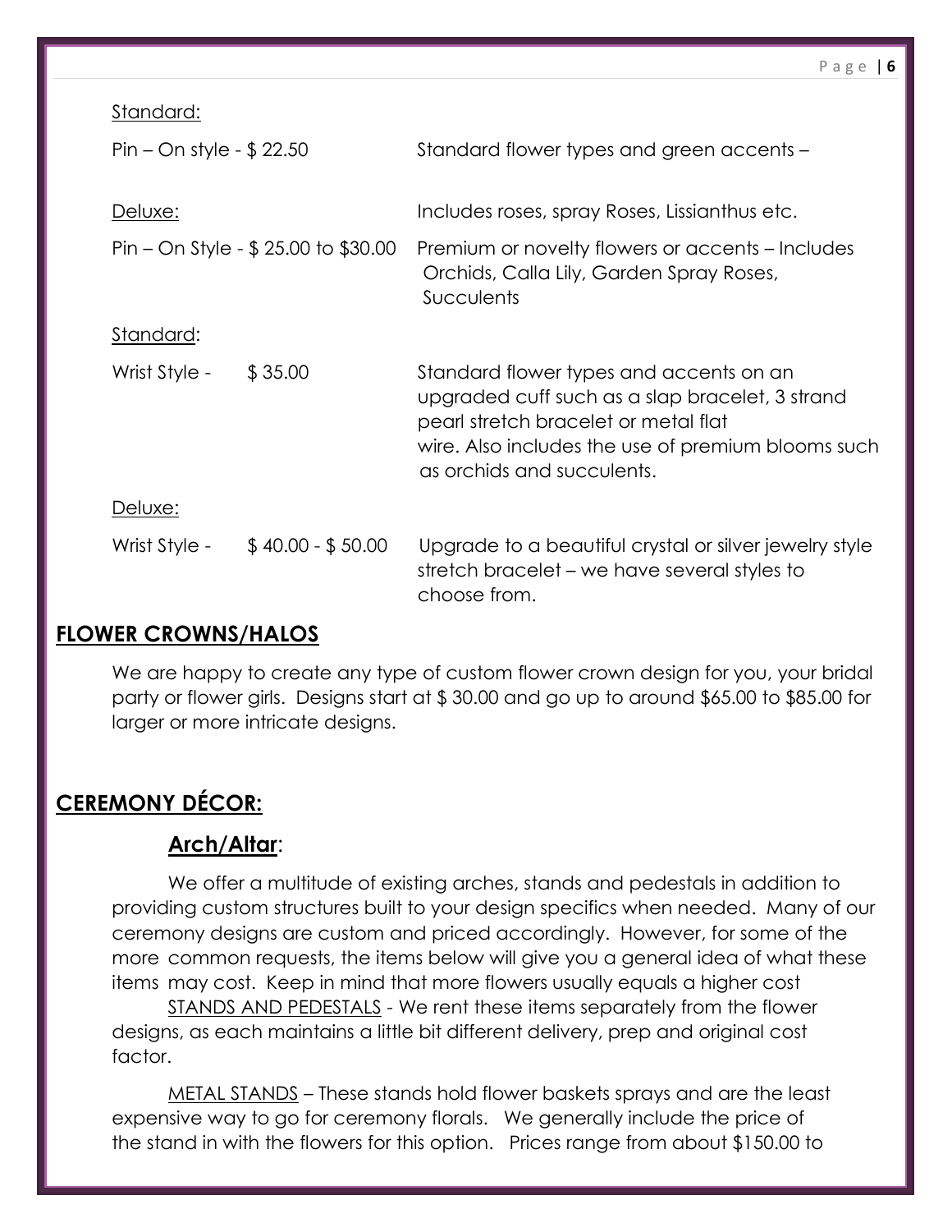Standard:

Pin – On style - $ 22.50 — Standard flower types and green accents – Includes roses, spray Roses, Lissianthus etc.

Deluxe:

Pin – On Style - $ 25.00 to $30.00 — Premium or novelty flowers or accents – Includes Orchids, Calla Lily, Garden Spray Roses, Succulents

Standard:

Wrist Style - $ 35.00 — Standard flower types and accents on an upgraded cuff such as a slap bracelet, 3 strand pearl stretch bracelet or metal flat wire. Also includes the use of premium blooms such as orchids and succulents.

Deluxe:

Wrist Style - $ 40.00 - $ 50.00 — Upgrade to a beautiful crystal or silver jewelry style stretch bracelet – we have several styles to choose from.

## FLOWER CROWNS/HALOS

We are happy to create any type of custom flower crown design for you, your bridal party or flower girls. Designs start at $ 30.00 and go up to around $65.00 to $85.00 for larger or more intricate designs.

## CEREMONY DÉCOR:

### Arch/Altar:

We offer a multitude of existing arches, stands and pedestals in addition to providing custom structures built to your design specifics when needed. Many of our ceremony designs are custom and priced accordingly. However, for some of the more common requests, the items below will give you a general idea of what these items may cost. Keep in mind that more flowers usually equals a higher cost

STANDS AND PEDESTALS - We rent these items separately from the flower designs, as each maintains a little bit different delivery, prep and original cost factor.

METAL STANDS – These stands hold flower baskets sprays and are the least expensive way to go for ceremony florals. We generally include the price of the stand in with the flowers for this option. Prices range from about $150.00 to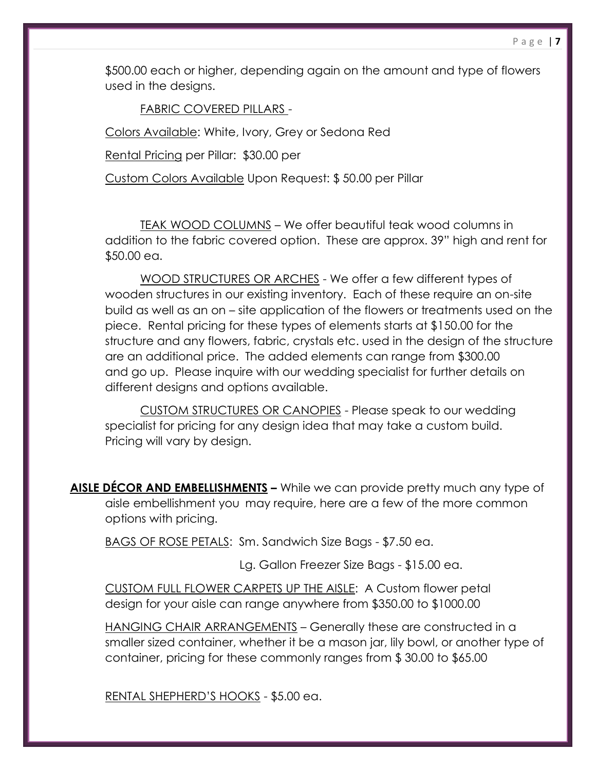$500.00 each or higher, depending again on the amount and type of flowers used in the designs.

<u>FABRIC COVERED PILLARS</u> -

<u>Colors Available</u>: White, Ivory, Grey or Sedona Red

<u>Rental Pricing</u> per Pillar: $30.00 per

<u>Custom Colors Available</u> Upon Request: $ 50.00 per Pillar

<u>TEAK WOOD COLUMNS</u> – We offer beautiful teak wood columns in addition to the fabric covered option. These are approx. 39" high and rent for $50.00 ea.

<u>WOOD STRUCTURES OR ARCHES</u> - We offer a few different types of wooden structures in our existing inventory. Each of these require an on-site build as well as an on – site application of the flowers or treatments used on the piece. Rental pricing for these types of elements starts at $150.00 for the structure and any flowers, fabric, crystals etc. used in the design of the structure are an additional price. The added elements can range from $300.00 and go up. Please inquire with our wedding specialist for further details on different designs and options available.

<u>CUSTOM STRUCTURES OR CANOPIES</u> - Please speak to our wedding specialist for pricing for any design idea that may take a custom build. Pricing will vary by design.

**<u>AISLE DÉCOR AND EMBELLISHMENTS</u> –** While we can provide pretty much any type of aisle embellishment you may require, here are a few of the more common options with pricing.

<u>BAGS OF ROSE PETALS</u>: Sm. Sandwich Size Bags - $7.50 ea.

Lg. Gallon Freezer Size Bags - $15.00 ea.

<u>CUSTOM FULL FLOWER CARPETS UP THE AISLE</u>: A Custom flower petal design for your aisle can range anywhere from $350.00 to $1000.00

<u>HANGING CHAIR ARRANGEMENTS</u> – Generally these are constructed in a smaller sized container, whether it be a mason jar, lily bowl, or another type of container, pricing for these commonly ranges from $ 30.00 to $65.00

<u>RENTAL SHEPHERD'S HOOKS</u> - $5.00 ea.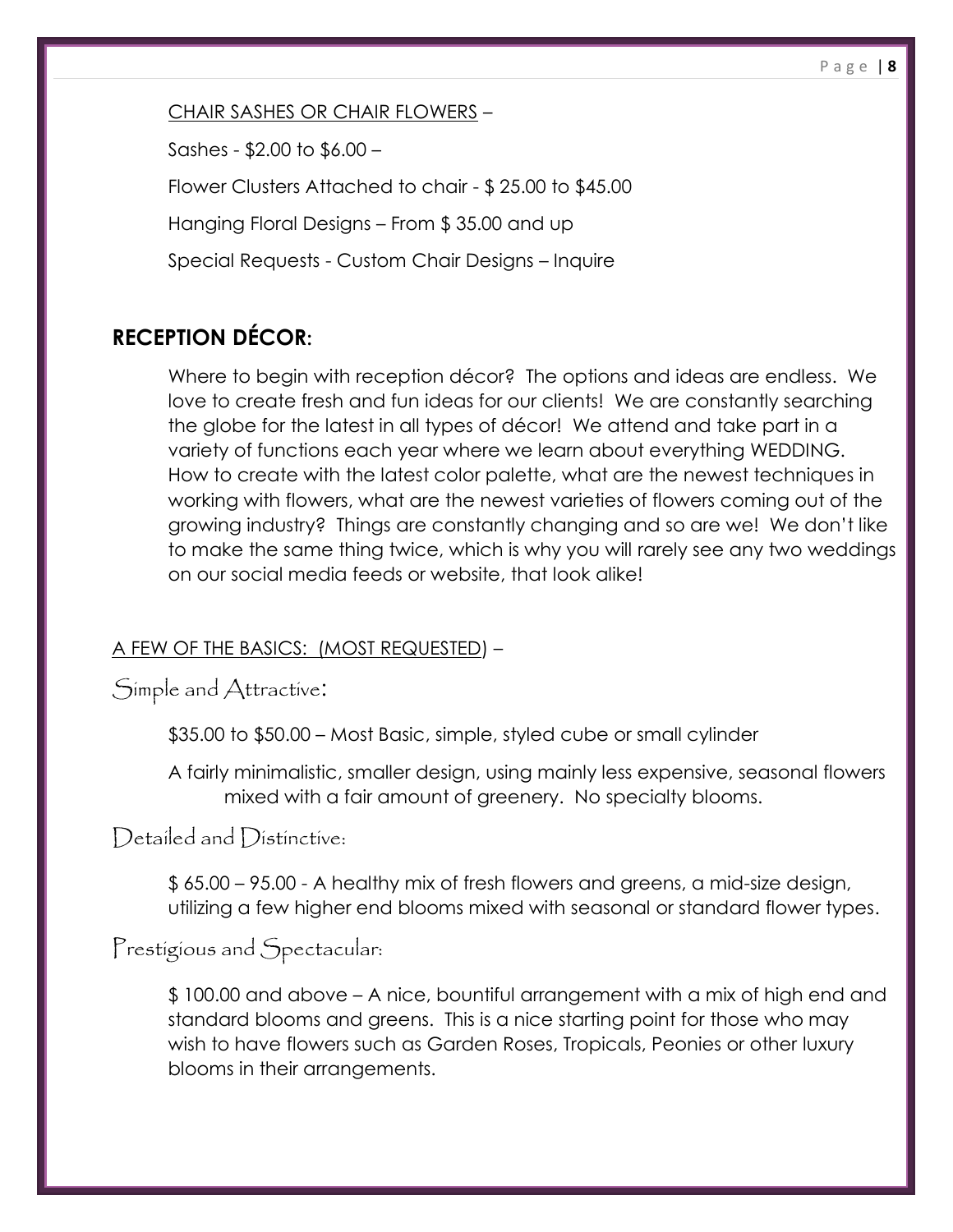<u>CHAIR SASHES OR CHAIR FLOWERS</u> –

Sashes - $2.00 to $6.00 –

Flower Clusters Attached to chair - $ 25.00 to $45.00

Hanging Floral Designs – From $ 35.00 and up

Special Requests - Custom Chair Designs – Inquire

## RECEPTION DÉCOR:

Where to begin with reception décor? The options and ideas are endless. We love to create fresh and fun ideas for our clients! We are constantly searching the globe for the latest in all types of décor! We attend and take part in a variety of functions each year where we learn about everything WEDDING. How to create with the latest color palette, what are the newest techniques in working with flowers, what are the newest varieties of flowers coming out of the growing industry? Things are constantly changing and so are we! We don't like to make the same thing twice, which is why you will rarely see any two weddings on our social media feeds or website, that look alike!

<u>A FEW OF THE BASICS: (MOST REQUESTED)</u> –

### Simple and Attractive:

$35.00 to $50.00 – Most Basic, simple, styled cube or small cylinder

A fairly minimalistic, smaller design, using mainly less expensive, seasonal flowers mixed with a fair amount of greenery. No specialty blooms.

### Detailed and Distinctive:

$ 65.00 – 95.00 - A healthy mix of fresh flowers and greens, a mid-size design, utilizing a few higher end blooms mixed with seasonal or standard flower types.

### Prestigious and Spectacular:

$ 100.00 and above – A nice, bountiful arrangement with a mix of high end and standard blooms and greens. This is a nice starting point for those who may wish to have flowers such as Garden Roses, Tropicals, Peonies or other luxury blooms in their arrangements.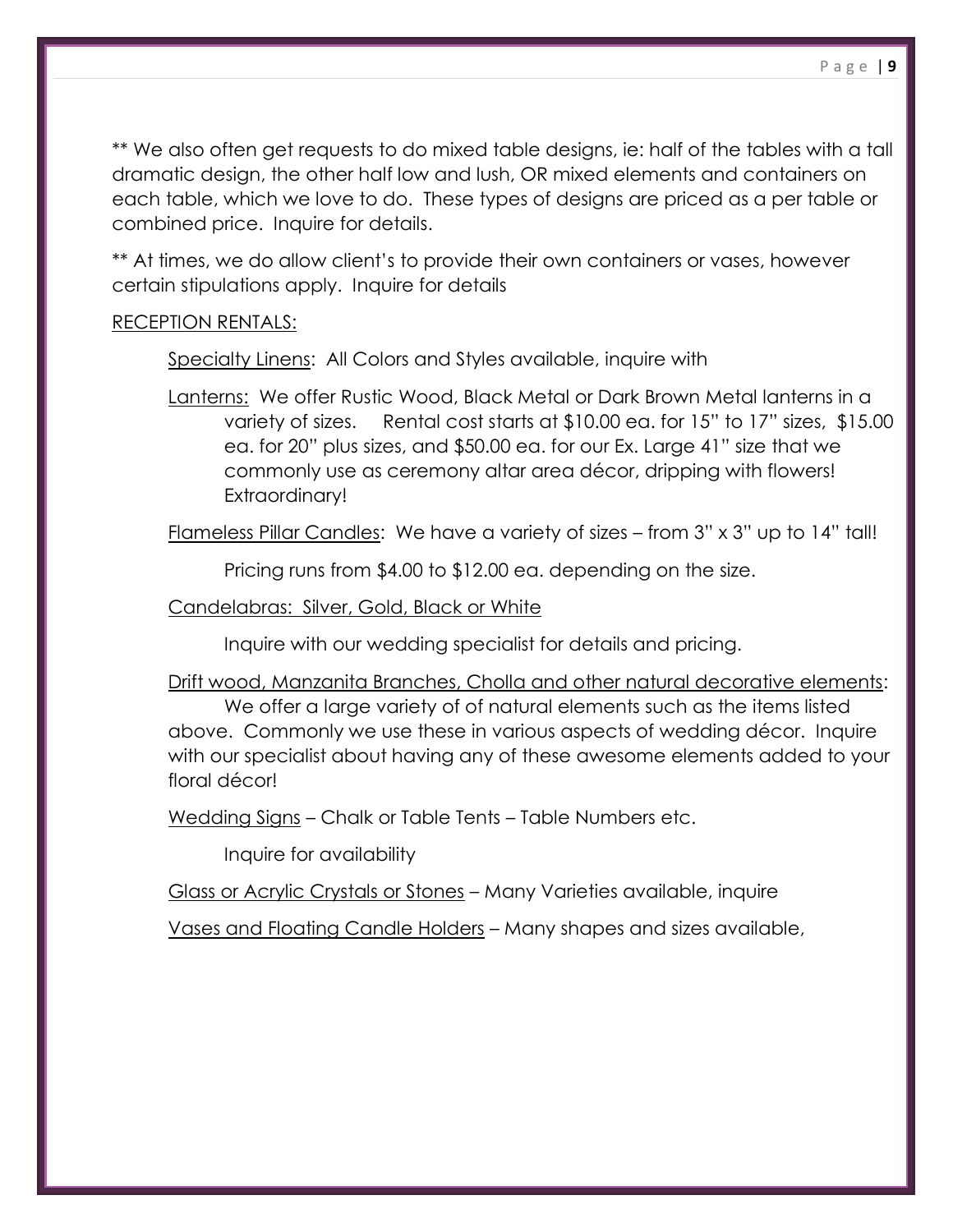** We also often get requests to do mixed table designs, ie: half of the tables with a tall dramatic design, the other half low and lush, OR mixed elements and containers on each table, which we love to do. These types of designs are priced as a per table or combined price. Inquire for details.

** At times, we do allow client's to provide their own containers or vases, however certain stipulations apply. Inquire for details

<u>RECEPTION RENTALS:</u>

<u>Specialty Linens</u>: All Colors and Styles available, inquire with

<u>Lanterns:</u> We offer Rustic Wood, Black Metal or Dark Brown Metal lanterns in a variety of sizes. Rental cost starts at $10.00 ea. for 15" to 17" sizes, $15.00 ea. for 20" plus sizes, and $50.00 ea. for our Ex. Large 41" size that we commonly use as ceremony altar area décor, dripping with flowers! Extraordinary!

<u>Flameless Pillar Candles</u>: We have a variety of sizes – from 3" x 3" up to 14" tall!

Pricing runs from $4.00 to $12.00 ea. depending on the size.

<u>Candelabras: Silver, Gold, Black or White</u>

Inquire with our wedding specialist for details and pricing.

<u>Drift wood, Manzanita Branches, Cholla and other natural decorative elements</u>: We offer a large variety of of natural elements such as the items listed above. Commonly we use these in various aspects of wedding décor. Inquire with our specialist about having any of these awesome elements added to your floral décor!

<u>Wedding Signs</u> – Chalk or Table Tents – Table Numbers etc.

Inquire for availability

<u>Glass or Acrylic Crystals or Stones</u> – Many Varieties available, inquire

<u>Vases and Floating Candle Holders</u> – Many shapes and sizes available,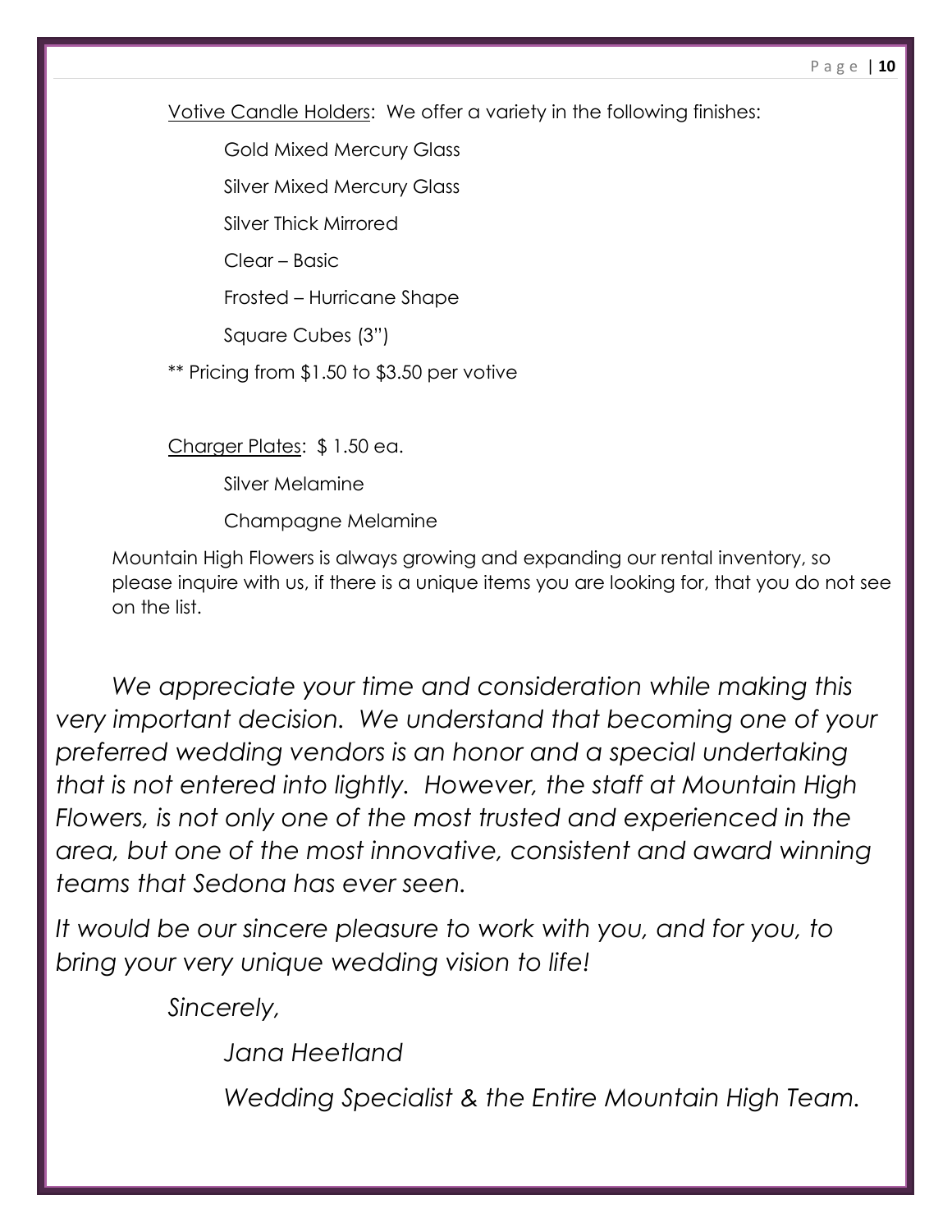Votive Candle Holders: We offer a variety in the following finishes:

Gold Mixed Mercury Glass

Silver Mixed Mercury Glass

Silver Thick Mirrored

Clear – Basic

Frosted – Hurricane Shape

Square Cubes (3")

** Pricing from $1.50 to $3.50 per votive

Charger Plates: $ 1.50 ea.

Silver Melamine

Champagne Melamine

Mountain High Flowers is always growing and expanding our rental inventory, so please inquire with us, if there is a unique items you are looking for, that you do not see on the list.

*We appreciate your time and consideration while making this very important decision. We understand that becoming one of your preferred wedding vendors is an honor and a special undertaking that is not entered into lightly. However, the staff at Mountain High Flowers, is not only one of the most trusted and experienced in the area, but one of the most innovative, consistent and award winning teams that Sedona has ever seen.*

*It would be our sincere pleasure to work with you, and for you, to bring your very unique wedding vision to life!*

*Sincerely,*

*Jana Heetland*

*Wedding Specialist & the Entire Mountain High Team.*